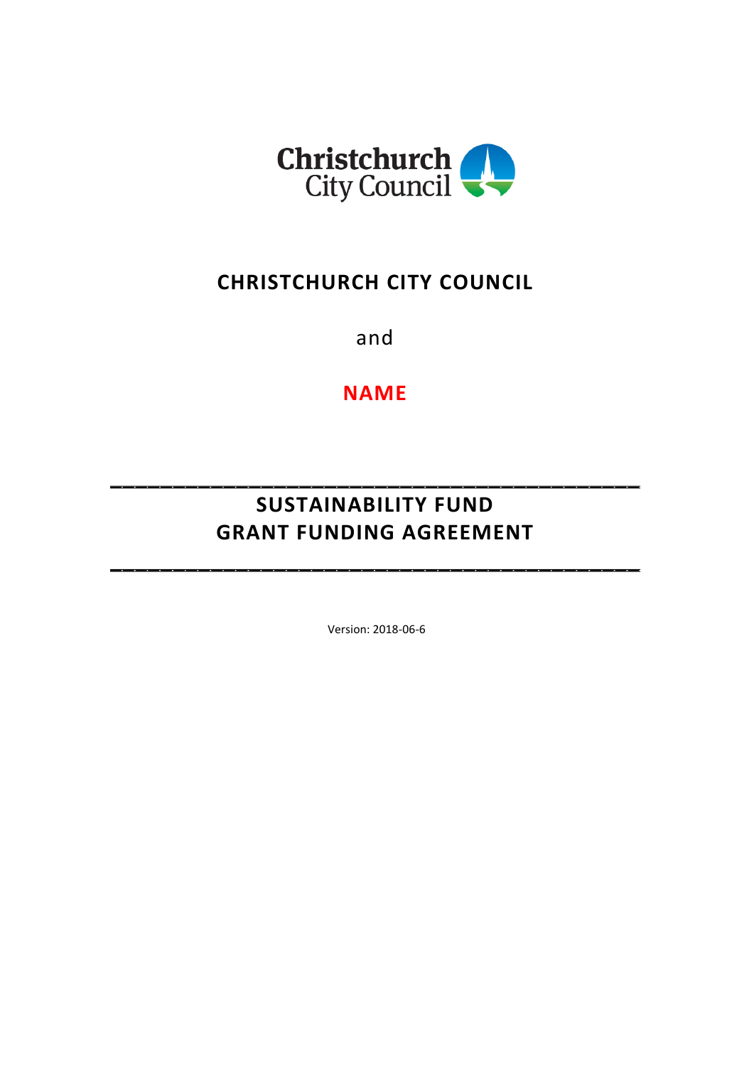Christchurch City Council

# CHRISTCHURCH CITY COUNCIL

and

# NAME

---

# SUSTAINABILITY FUND
# GRANT FUNDING AGREEMENT

---

Version: 2018-06-6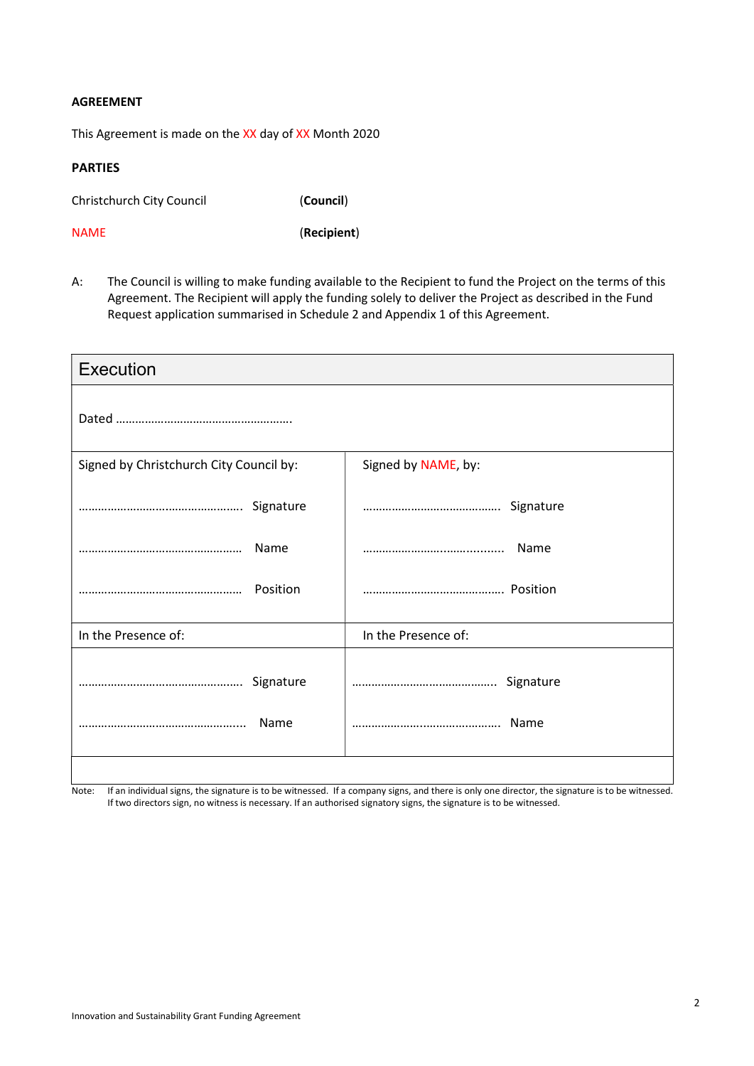**AGREEMENT**

This Agreement is made on the XX day of XX Month 2020

**PARTIES**

Christchurch City Council (**Council**)

NAME (**Recipient**)

A: The Council is willing to make funding available to the Recipient to fund the Project on the terms of this Agreement. The Recipient will apply the funding solely to deliver the Project as described in the Fund Request application summarised in Schedule 2 and Appendix 1 of this Agreement.

| Execution | |
|---|---|
| Dated ………………………………………………. | |
| Signed by Christchurch City Council by:<br><br>…………………………………………. Signature<br><br>…………………………………………. Name<br><br>…………………………………………. Position | Signed by NAME, by:<br><br>…………………………………… Signature<br><br>…………………………………… Name<br><br>…………………………………… Position |
| In the Presence of: | In the Presence of: |
| …………………………………………. Signature<br><br>…………………………………………. Name | …………………………………… Signature<br><br>…………………………………… Name |
| | |

Note: If an individual signs, the signature is to be witnessed. If a company signs, and there is only one director, the signature is to be witnessed. If two directors sign, no witness is necessary. If an authorised signatory signs, the signature is to be witnessed.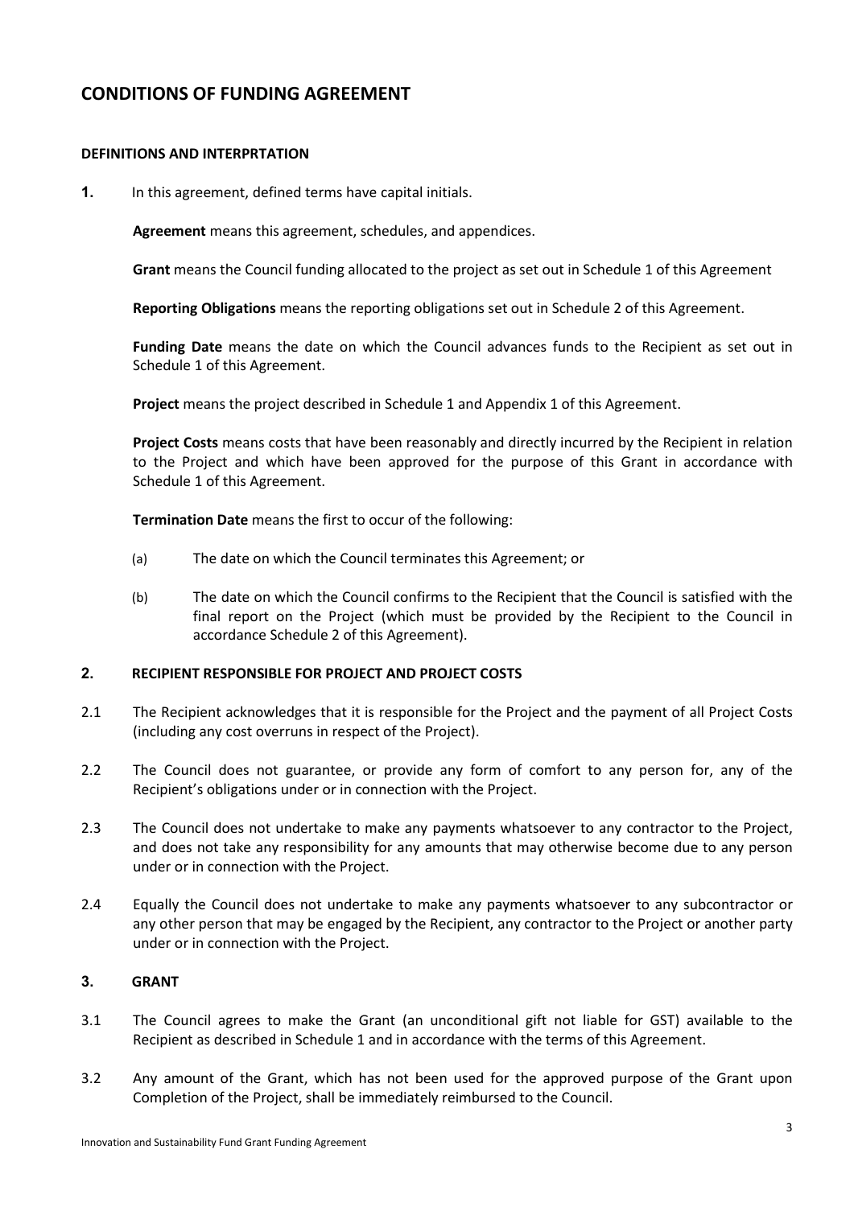## CONDITIONS OF FUNDING AGREEMENT

### DEFINITIONS AND INTERPRTATION

**1.** In this agreement, defined terms have capital initials.

**Agreement** means this agreement, schedules, and appendices.

**Grant** means the Council funding allocated to the project as set out in Schedule 1 of this Agreement

**Reporting Obligations** means the reporting obligations set out in Schedule 2 of this Agreement.

**Funding Date** means the date on which the Council advances funds to the Recipient as set out in Schedule 1 of this Agreement.

**Project** means the project described in Schedule 1 and Appendix 1 of this Agreement.

**Project Costs** means costs that have been reasonably and directly incurred by the Recipient in relation to the Project and which have been approved for the purpose of this Grant in accordance with Schedule 1 of this Agreement.

**Termination Date** means the first to occur of the following:

(a) The date on which the Council terminates this Agreement; or

(b) The date on which the Council confirms to the Recipient that the Council is satisfied with the final report on the Project (which must be provided by the Recipient to the Council in accordance Schedule 2 of this Agreement).

### 2. RECIPIENT RESPONSIBLE FOR PROJECT AND PROJECT COSTS

2.1 The Recipient acknowledges that it is responsible for the Project and the payment of all Project Costs (including any cost overruns in respect of the Project).

2.2 The Council does not guarantee, or provide any form of comfort to any person for, any of the Recipient's obligations under or in connection with the Project.

2.3 The Council does not undertake to make any payments whatsoever to any contractor to the Project, and does not take any responsibility for any amounts that may otherwise become due to any person under or in connection with the Project.

2.4 Equally the Council does not undertake to make any payments whatsoever to any subcontractor or any other person that may be engaged by the Recipient, any contractor to the Project or another party under or in connection with the Project.

### 3. GRANT

3.1 The Council agrees to make the Grant (an unconditional gift not liable for GST) available to the Recipient as described in Schedule 1 and in accordance with the terms of this Agreement.

3.2 Any amount of the Grant, which has not been used for the approved purpose of the Grant upon Completion of the Project, shall be immediately reimbursed to the Council.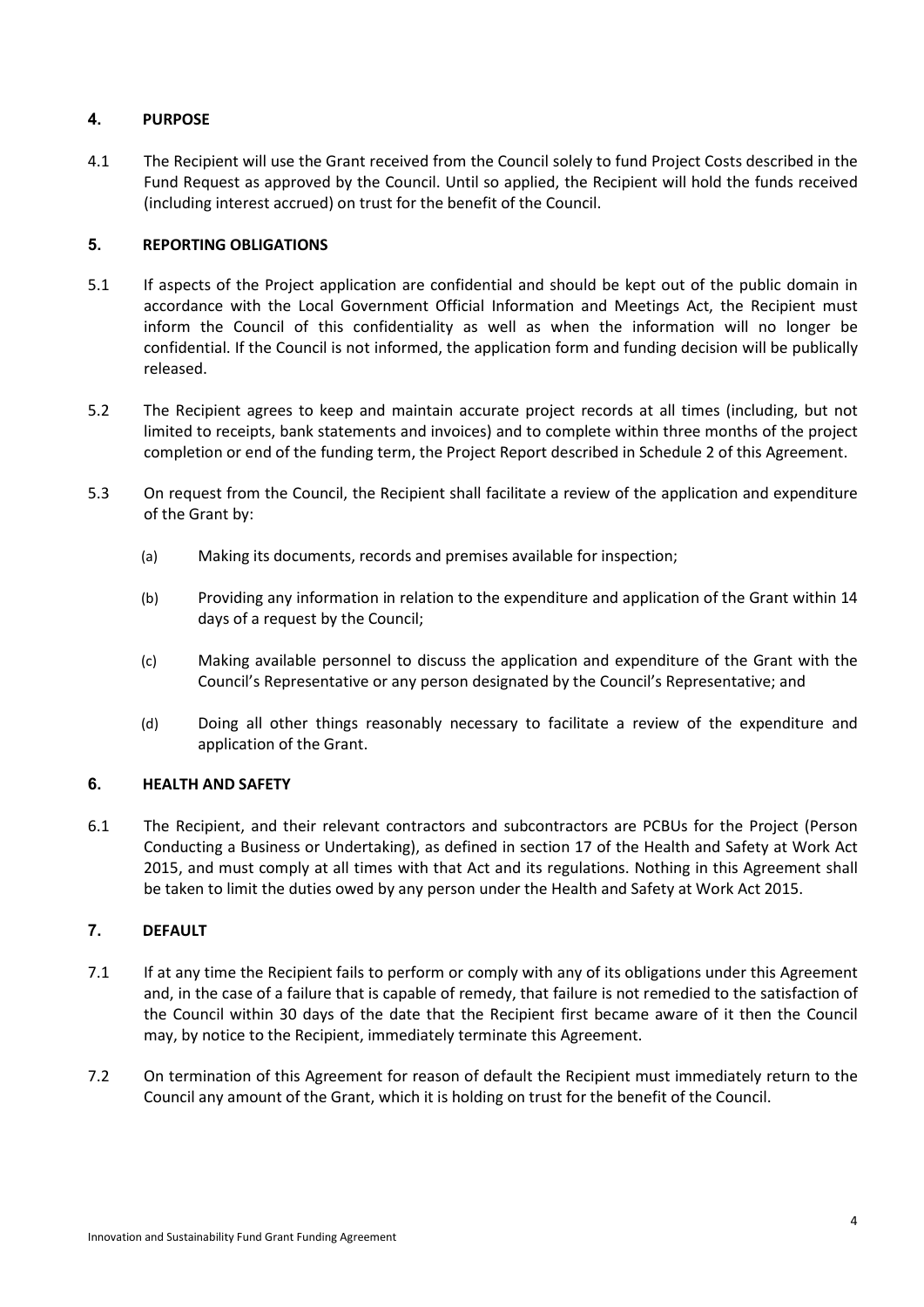## 4. PURPOSE

4.1 The Recipient will use the Grant received from the Council solely to fund Project Costs described in the Fund Request as approved by the Council. Until so applied, the Recipient will hold the funds received (including interest accrued) on trust for the benefit of the Council.

## 5. REPORTING OBLIGATIONS

5.1 If aspects of the Project application are confidential and should be kept out of the public domain in accordance with the Local Government Official Information and Meetings Act, the Recipient must inform the Council of this confidentiality as well as when the information will no longer be confidential. If the Council is not informed, the application form and funding decision will be publically released.

5.2 The Recipient agrees to keep and maintain accurate project records at all times (including, but not limited to receipts, bank statements and invoices) and to complete within three months of the project completion or end of the funding term, the Project Report described in Schedule 2 of this Agreement.

5.3 On request from the Council, the Recipient shall facilitate a review of the application and expenditure of the Grant by:

(a) Making its documents, records and premises available for inspection;

(b) Providing any information in relation to the expenditure and application of the Grant within 14 days of a request by the Council;

(c) Making available personnel to discuss the application and expenditure of the Grant with the Council's Representative or any person designated by the Council's Representative; and

(d) Doing all other things reasonably necessary to facilitate a review of the expenditure and application of the Grant.

## 6. HEALTH AND SAFETY

6.1 The Recipient, and their relevant contractors and subcontractors are PCBUs for the Project (Person Conducting a Business or Undertaking), as defined in section 17 of the Health and Safety at Work Act 2015, and must comply at all times with that Act and its regulations. Nothing in this Agreement shall be taken to limit the duties owed by any person under the Health and Safety at Work Act 2015.

## 7. DEFAULT

7.1 If at any time the Recipient fails to perform or comply with any of its obligations under this Agreement and, in the case of a failure that is capable of remedy, that failure is not remedied to the satisfaction of the Council within 30 days of the date that the Recipient first became aware of it then the Council may, by notice to the Recipient, immediately terminate this Agreement.

7.2 On termination of this Agreement for reason of default the Recipient must immediately return to the Council any amount of the Grant, which it is holding on trust for the benefit of the Council.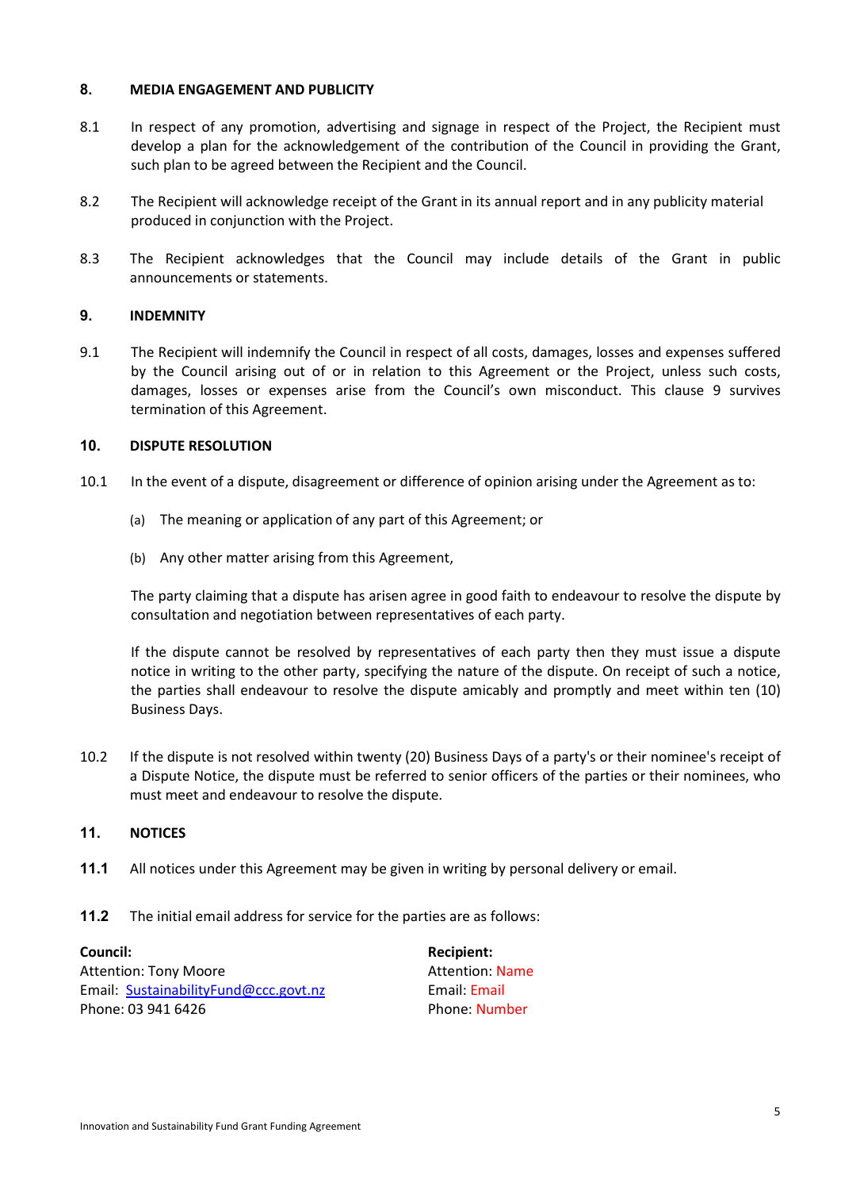## 8. MEDIA ENGAGEMENT AND PUBLICITY

8.1 In respect of any promotion, advertising and signage in respect of the Project, the Recipient must develop a plan for the acknowledgement of the contribution of the Council in providing the Grant, such plan to be agreed between the Recipient and the Council.

8.2 The Recipient will acknowledge receipt of the Grant in its annual report and in any publicity material produced in conjunction with the Project.

8.3 The Recipient acknowledges that the Council may include details of the Grant in public announcements or statements.

## 9. INDEMNITY

9.1 The Recipient will indemnify the Council in respect of all costs, damages, losses and expenses suffered by the Council arising out of or in relation to this Agreement or the Project, unless such costs, damages, losses or expenses arise from the Council's own misconduct. This clause 9 survives termination of this Agreement.

## 10. DISPUTE RESOLUTION

10.1 In the event of a dispute, disagreement or difference of opinion arising under the Agreement as to:

(a) The meaning or application of any part of this Agreement; or

(b) Any other matter arising from this Agreement,

The party claiming that a dispute has arisen agree in good faith to endeavour to resolve the dispute by consultation and negotiation between representatives of each party.

If the dispute cannot be resolved by representatives of each party then they must issue a dispute notice in writing to the other party, specifying the nature of the dispute. On receipt of such a notice, the parties shall endeavour to resolve the dispute amicably and promptly and meet within ten (10) Business Days.

10.2 If the dispute is not resolved within twenty (20) Business Days of a party's or their nominee's receipt of a Dispute Notice, the dispute must be referred to senior officers of the parties or their nominees, who must meet and endeavour to resolve the dispute.

## 11. NOTICES

**11.1** All notices under this Agreement may be given in writing by personal delivery or email.

**11.2** The initial email address for service for the parties are as follows:

**Council:**
Attention: Tony Moore
Email: SustainabilityFund@ccc.govt.nz
Phone: 03 941 6426

**Recipient:**
Attention: Name
Email: Email
Phone: Number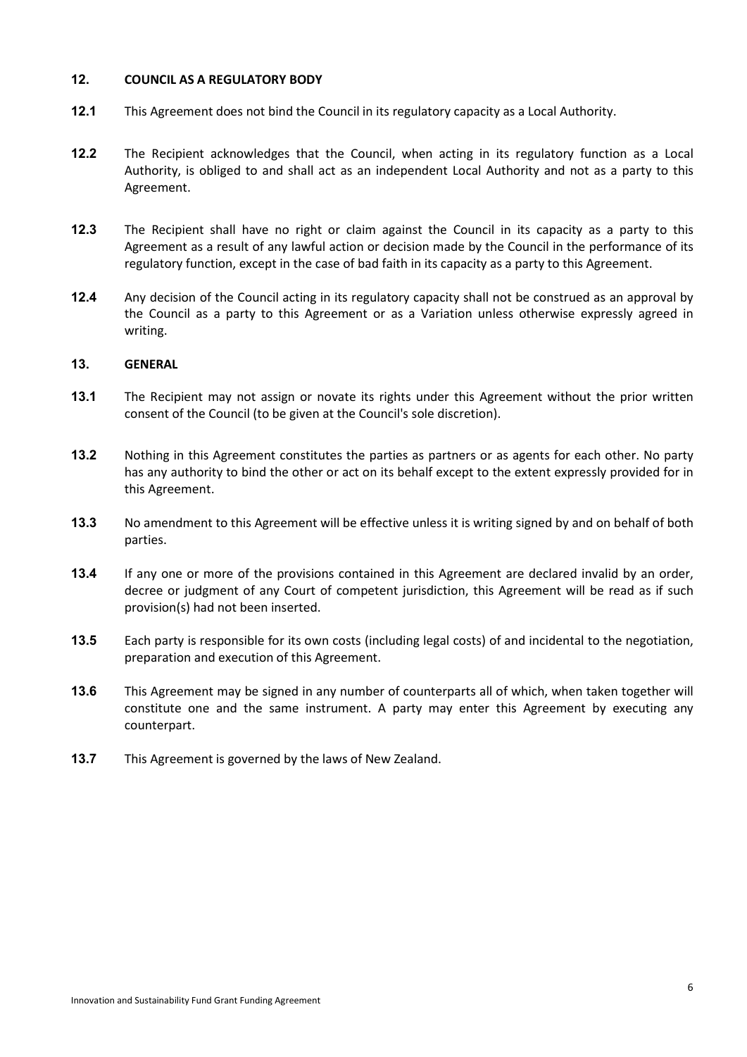## 12. COUNCIL AS A REGULATORY BODY

**12.1** This Agreement does not bind the Council in its regulatory capacity as a Local Authority.

**12.2** The Recipient acknowledges that the Council, when acting in its regulatory function as a Local Authority, is obliged to and shall act as an independent Local Authority and not as a party to this Agreement.

**12.3** The Recipient shall have no right or claim against the Council in its capacity as a party to this Agreement as a result of any lawful action or decision made by the Council in the performance of its regulatory function, except in the case of bad faith in its capacity as a party to this Agreement.

**12.4** Any decision of the Council acting in its regulatory capacity shall not be construed as an approval by the Council as a party to this Agreement or as a Variation unless otherwise expressly agreed in writing.

## 13. GENERAL

**13.1** The Recipient may not assign or novate its rights under this Agreement without the prior written consent of the Council (to be given at the Council's sole discretion).

**13.2** Nothing in this Agreement constitutes the parties as partners or as agents for each other. No party has any authority to bind the other or act on its behalf except to the extent expressly provided for in this Agreement.

**13.3** No amendment to this Agreement will be effective unless it is writing signed by and on behalf of both parties.

**13.4** If any one or more of the provisions contained in this Agreement are declared invalid by an order, decree or judgment of any Court of competent jurisdiction, this Agreement will be read as if such provision(s) had not been inserted.

**13.5** Each party is responsible for its own costs (including legal costs) of and incidental to the negotiation, preparation and execution of this Agreement.

**13.6** This Agreement may be signed in any number of counterparts all of which, when taken together will constitute one and the same instrument. A party may enter this Agreement by executing any counterpart.

**13.7** This Agreement is governed by the laws of New Zealand.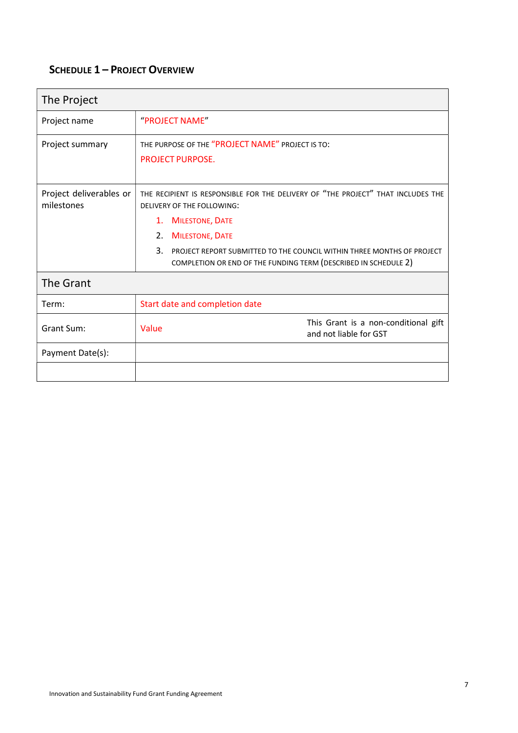## SCHEDULE 1 – PROJECT OVERVIEW

| The Project | | |
|---|---|---|
| Project name | "PROJECT NAME" | |
| Project summary | THE PURPOSE OF THE "PROJECT NAME" PROJECT IS TO:<br>PROJECT PURPOSE. | |
| Project deliverables or milestones | THE RECIPIENT IS RESPONSIBLE FOR THE DELIVERY OF "THE PROJECT" THAT INCLUDES THE DELIVERY OF THE FOLLOWING:<br>1. MILESTONE, DATE<br>2. MILESTONE, DATE<br>3. PROJECT REPORT SUBMITTED TO THE COUNCIL WITHIN THREE MONTHS OF PROJECT COMPLETION OR END OF THE FUNDING TERM (DESCRIBED IN SCHEDULE 2) | |
| **The Grant** | | |
| Term: | Start date and completion date | |
| Grant Sum: | Value | This Grant is a non-conditional gift and not liable for GST |
| Payment Date(s): | | |
| | | |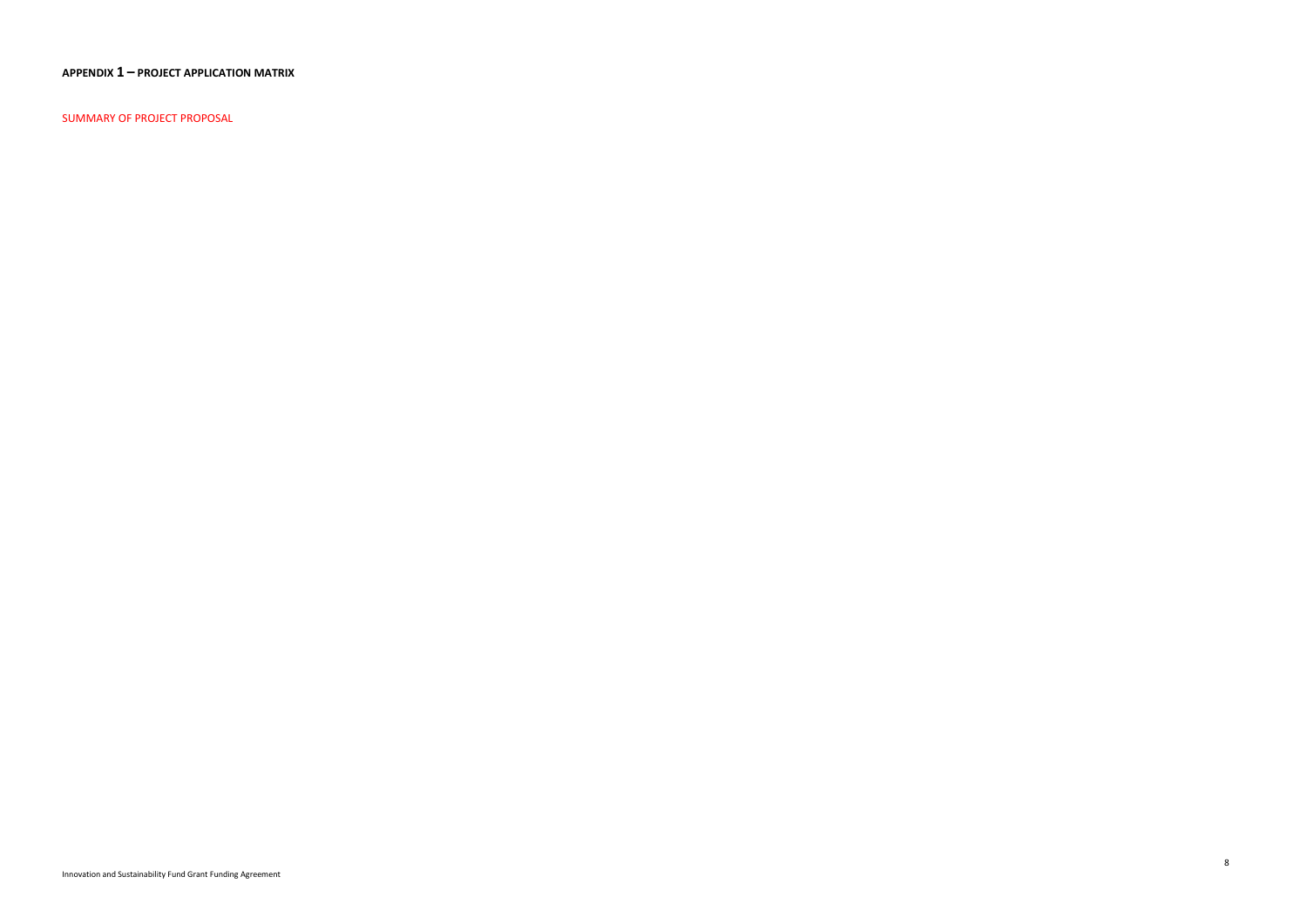**APPENDIX 1 – PROJECT APPLICATION MATRIX**

SUMMARY OF PROJECT PROPOSAL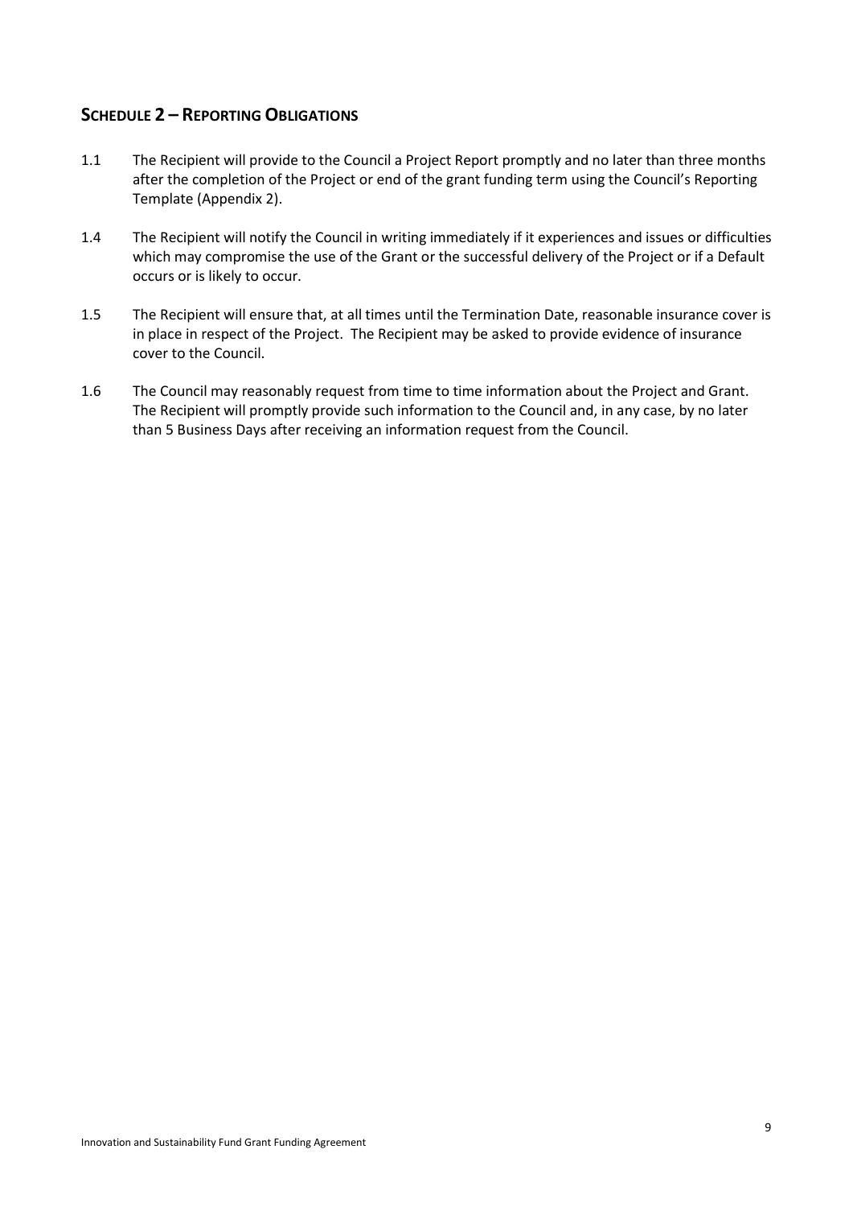## SCHEDULE 2 – REPORTING OBLIGATIONS

1.1 The Recipient will provide to the Council a Project Report promptly and no later than three months after the completion of the Project or end of the grant funding term using the Council's Reporting Template (Appendix 2).

1.4 The Recipient will notify the Council in writing immediately if it experiences and issues or difficulties which may compromise the use of the Grant or the successful delivery of the Project or if a Default occurs or is likely to occur.

1.5 The Recipient will ensure that, at all times until the Termination Date, reasonable insurance cover is in place in respect of the Project. The Recipient may be asked to provide evidence of insurance cover to the Council.

1.6 The Council may reasonably request from time to time information about the Project and Grant. The Recipient will promptly provide such information to the Council and, in any case, by no later than 5 Business Days after receiving an information request from the Council.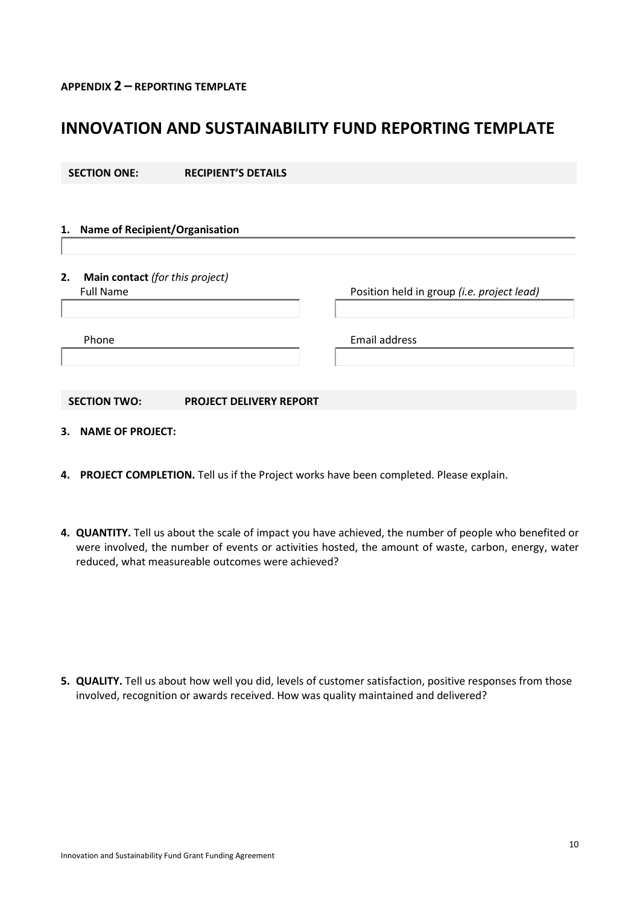**APPENDIX 2 – REPORTING TEMPLATE**

# INNOVATION AND SUSTAINABILITY FUND REPORTING TEMPLATE

**SECTION ONE: RECIPIENT'S DETAILS**

1. **Name of Recipient/Organisation**

2. **Main contact** *(for this project)*

Full Name

Position held in group *(i.e. project lead)*

Phone

Email address

**SECTION TWO: PROJECT DELIVERY REPORT**

3. **NAME OF PROJECT:**

4. **PROJECT COMPLETION.** Tell us if the Project works have been completed. Please explain.

4. **QUANTITY.** Tell us about the scale of impact you have achieved, the number of people who benefited or were involved, the number of events or activities hosted, the amount of waste, carbon, energy, water reduced, what measureable outcomes were achieved?

5. **QUALITY.** Tell us about how well you did, levels of customer satisfaction, positive responses from those involved, recognition or awards received. How was quality maintained and delivered?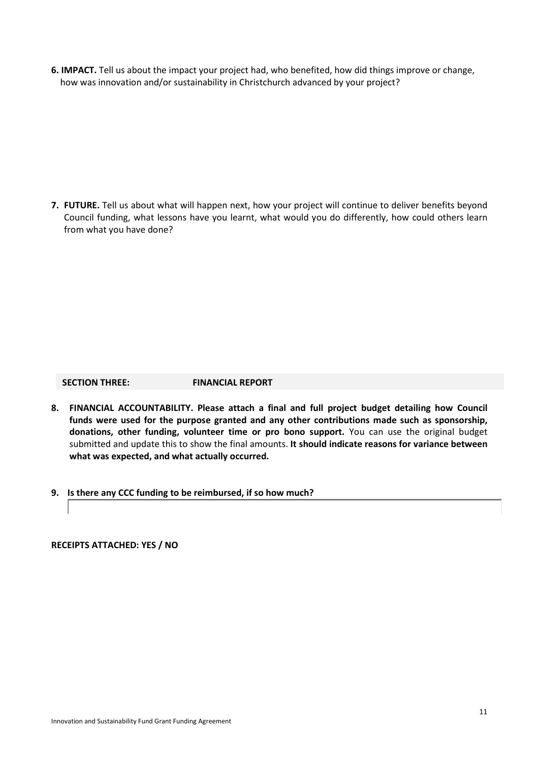**6. IMPACT.** Tell us about the impact your project had, who benefited, how did things improve or change, how was innovation and/or sustainability in Christchurch advanced by your project?

**7. FUTURE.** Tell us about what will happen next, how your project will continue to deliver benefits beyond Council funding, what lessons have you learnt, what would you do differently, how could others learn from what you have done?

## SECTION THREE: FINANCIAL REPORT

**8. FINANCIAL ACCOUNTABILITY. Please attach a final and full project budget detailing how Council funds were used for the purpose granted and any other contributions made such as sponsorship, donations, other funding, volunteer time or pro bono support.** You can use the original budget submitted and update this to show the final amounts. **It should indicate reasons for variance between what was expected, and what actually occurred.**

**9. Is there any CCC funding to be reimbursed, if so how much?**

**RECEIPTS ATTACHED: YES / NO**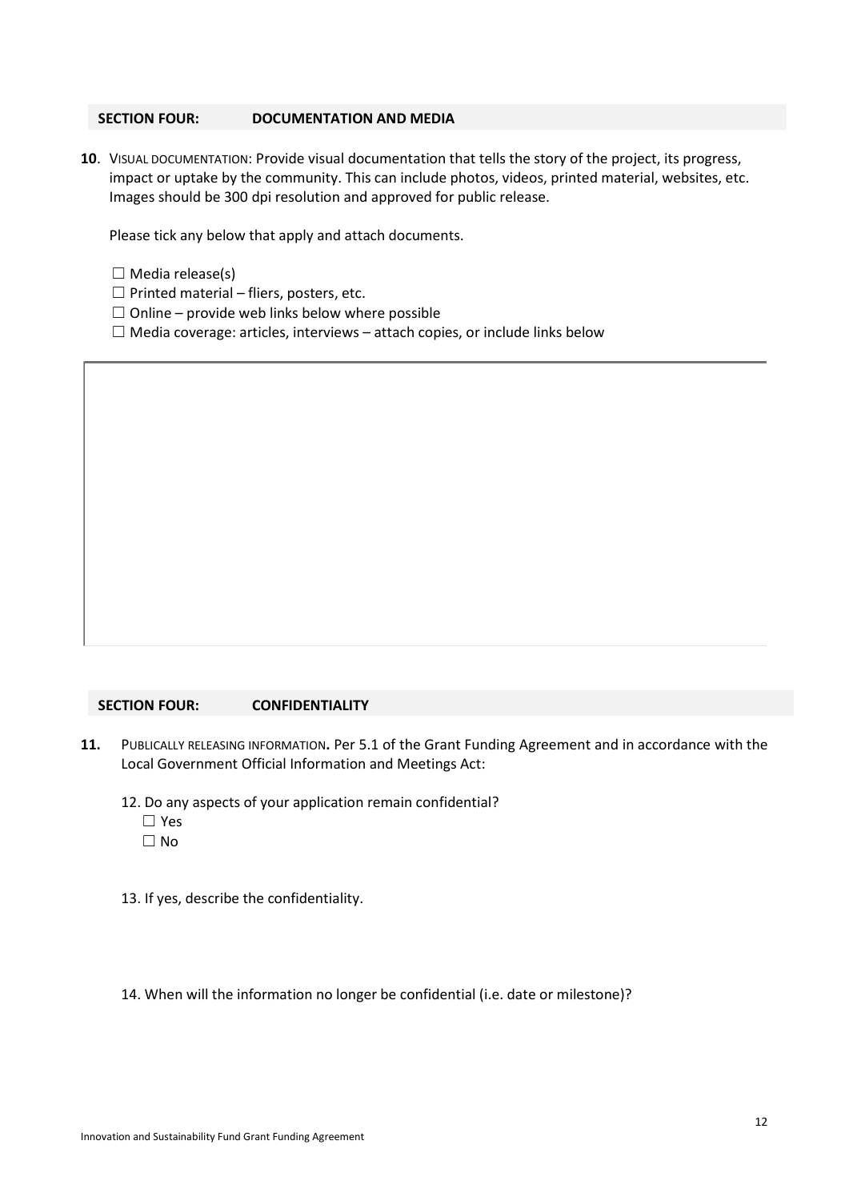**SECTION FOUR: DOCUMENTATION AND MEDIA**

**10**. VISUAL DOCUMENTATION: Provide visual documentation that tells the story of the project, its progress, impact or uptake by the community. This can include photos, videos, printed material, websites, etc. Images should be 300 dpi resolution and approved for public release.

Please tick any below that apply and attach documents.

☐ Media release(s)
☐ Printed material – fliers, posters, etc.
☐ Online – provide web links below where possible
☐ Media coverage: articles, interviews – attach copies, or include links below

**SECTION FOUR: CONFIDENTIALITY**

**11.** PUBLICALLY RELEASING INFORMATION**.** Per 5.1 of the Grant Funding Agreement and in accordance with the Local Government Official Information and Meetings Act:

12. Do any aspects of your application remain confidential?
☐ Yes
☐ No

13. If yes, describe the confidentiality.

14. When will the information no longer be confidential (i.e. date or milestone)?